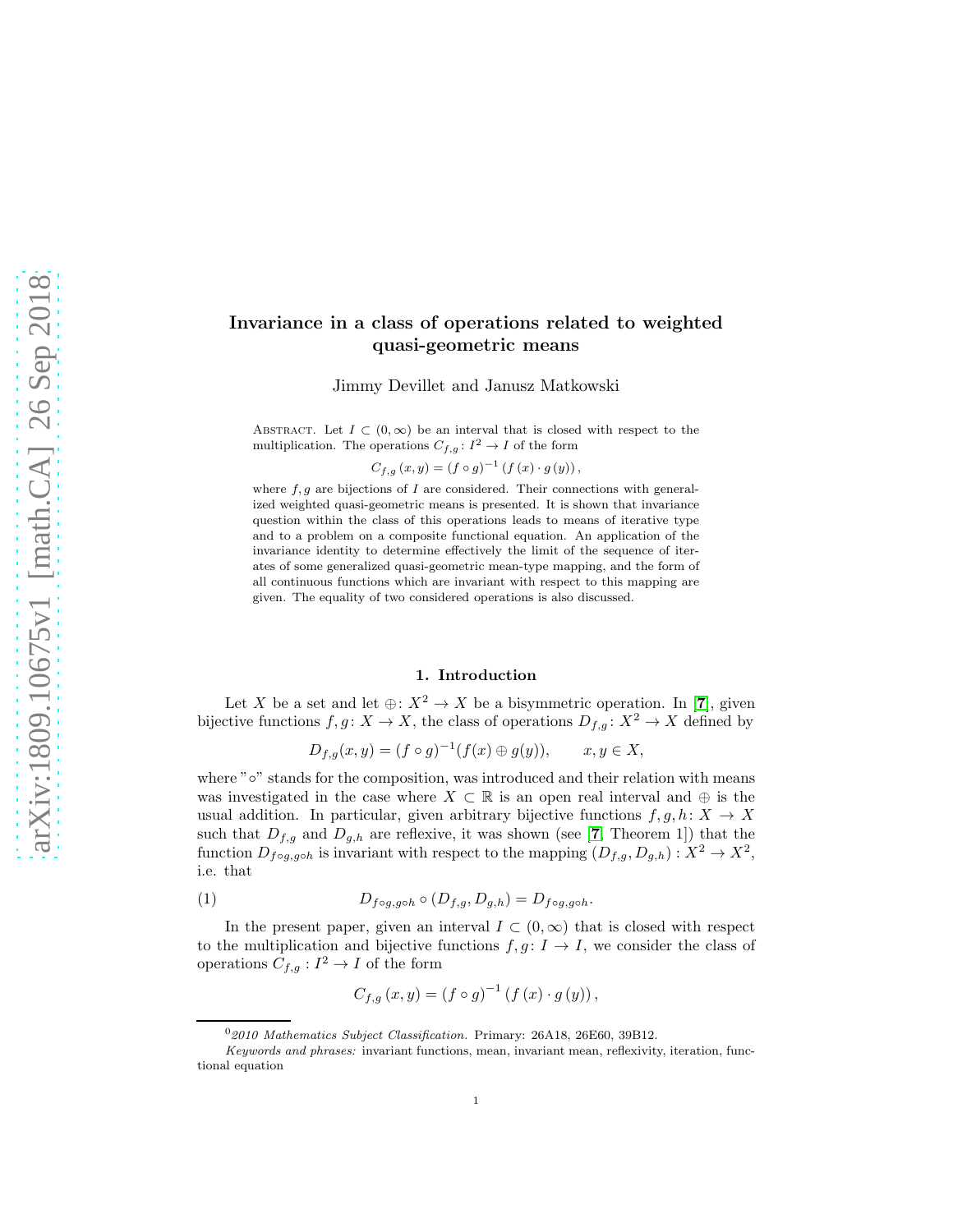# Invariance in a class of operations related to weighted quasi-geometric means

Jimmy Devillet and Janusz Matkowski

Abstract. Let $I \subset (0, \infty)$ be an interval that is closed with respect to the multiplication. The operations $C_{f,g} \colon I^2 \to I$ of the form

$$C_{f,g}(x,y) = (f \circ g)^{-1}(f(x) \cdot g(y)),$$

where $f, g$ are bijections of $I$ are considered. Their connections with generalized weighted quasi-geometric means is presented. It is shown that invariance question within the class of this operations leads to means of iterative type and to a problem on a composite functional equation. An application of the invariance identity to determine effectively the limit of the sequence of iterates of some generalized quasi-geometric mean-type mapping, and the form of all continuous functions which are invariant with respect to this mapping are given. The equality of two considered operations is also discussed.

## 1. Introduction

Let $X$ be a set and let $\oplus \colon X^2 \to X$ be a bisymmetric operation. In [7], given bijective functions $f, g \colon X \to X$, the class of operations $D_{f,g} \colon X^2 \to X$ defined by

$$D_{f,g}(x,y) = (f \circ g)^{-1}(f(x) \oplus g(y)), \qquad x, y \in X,$$

where "$\circ$" stands for the composition, was introduced and their relation with means was investigated in the case where $X \subset \mathbb{R}$ is an open real interval and $\oplus$ is the usual addition. In particular, given arbitrary bijective functions $f, g, h \colon X \to X$ such that $D_{f,g}$ and $D_{g,h}$ are reflexive, it was shown (see [7, Theorem 1]) that the function $D_{f\circ g, g\circ h}$ is invariant with respect to the mapping $(D_{f,g}, D_{g,h}) : X^2 \to X^2$, i.e. that

$$D_{f\circ g, g\circ h} \circ (D_{f,g}, D_{g,h}) = D_{f\circ g, g\circ h}. \tag{1}$$

In the present paper, given an interval $I \subset (0, \infty)$ that is closed with respect to the multiplication and bijective functions $f, g \colon I \to I$, we consider the class of operations $C_{f,g} : I^2 \to I$ of the form

$$C_{f,g}(x,y) = (f \circ g)^{-1}(f(x) \cdot g(y)),$$

[0] *2010 Mathematics Subject Classification.* Primary: 26A18, 26E60, 39B12.

*Keywords and phrases:* invariant functions, mean, invariant mean, reflexivity, iteration, functional equation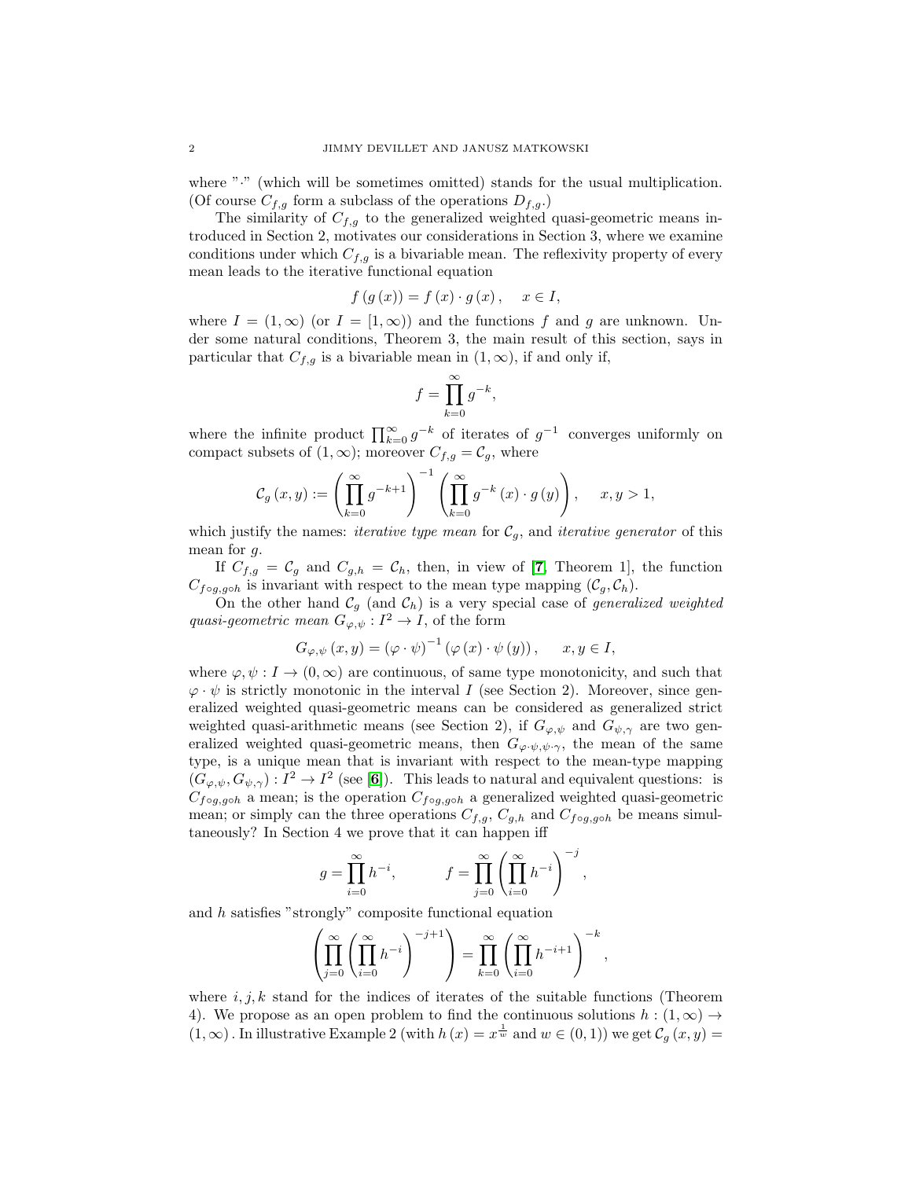where "$\cdot$" (which will be sometimes omitted) stands for the usual multiplication. (Of course $C_{f,g}$ form a subclass of the operations $D_{f,g}$.)

The similarity of $C_{f,g}$ to the generalized weighted quasi-geometric means introduced in Section 2, motivates our considerations in Section 3, where we examine conditions under which $C_{f,g}$ is a bivariable mean. The reflexivity property of every mean leads to the iterative functional equation

$$f\left(g\left(x\right)\right)=f\left(x\right)\cdot g\left(x\right),\quad x\in I,$$

where $I=(1,\infty)$ (or $I=[1,\infty)$) and the functions $f$ and $g$ are unknown. Under some natural conditions, Theorem 3, the main result of this section, says in particular that $C_{f,g}$ is a bivariable mean in $(1,\infty)$, if and only if,

$$f=\prod_{k=0}^{\infty}g^{-k},$$

where the infinite product $\prod_{k=0}^{\infty}g^{-k}$ of iterates of $g^{-1}$ converges uniformly on compact subsets of $(1,\infty)$; moreover $C_{f,g}=\mathcal{C}_{g}$, where

$$\mathcal{C}_{g}\left(x,y\right):=\left(\prod_{k=0}^{\infty}g^{-k+1}\right)^{-1}\left(\prod_{k=0}^{\infty}g^{-k}\left(x\right)\cdot g\left(y\right)\right),\quad x,y>1,$$

which justify the names: *iterative type mean* for $\mathcal{C}_{g}$, and *iterative generator* of this mean for $g$.

If $C_{f,g}=\mathcal{C}_{g}$ and $C_{g,h}=\mathcal{C}_{h}$, then, in view of [7, Theorem 1], the function $C_{f\circ g,g\circ h}$ is invariant with respect to the mean type mapping $(\mathcal{C}_{g},\mathcal{C}_{h})$.

On the other hand $\mathcal{C}_{g}$ (and $\mathcal{C}_{h}$) is a very special case of *generalized weighted quasi-geometric mean* $G_{\varphi,\psi}:I^{2}\to I$, of the form

$$G_{\varphi,\psi}\left(x,y\right)=\left(\varphi\cdot\psi\right)^{-1}\left(\varphi\left(x\right)\cdot\psi\left(y\right)\right),\quad x,y\in I,$$

where $\varphi,\psi:I\to(0,\infty)$ are continuous, of same type monotonicity, and such that $\varphi\cdot\psi$ is strictly monotonic in the interval $I$ (see Section 2). Moreover, since generalized weighted quasi-geometric means can be considered as generalized strict weighted quasi-arithmetic means (see Section 2), if $G_{\varphi,\psi}$ and $G_{\psi,\gamma}$ are two generalized weighted quasi-geometric means, then $G_{\varphi\cdot\psi,\psi\cdot\gamma}$, the mean of the same type, is a unique mean that is invariant with respect to the mean-type mapping $(G_{\varphi,\psi},G_{\psi,\gamma}):I^{2}\to I^{2}$ (see [6]). This leads to natural and equivalent questions: is $C_{f\circ g,g\circ h}$ a mean; is the operation $C_{f\circ g,g\circ h}$ a generalized weighted quasi-geometric mean; or simply can the three operations $C_{f,g}$, $C_{g,h}$ and $C_{f\circ g,g\circ h}$ be means simultaneously? In Section 4 we prove that it can happen iff

$$g=\prod_{i=0}^{\infty}h^{-i},\qquad f=\prod_{j=0}^{\infty}\left(\prod_{i=0}^{\infty}h^{-i}\right)^{-j},$$

and $h$ satisfies "strongly" composite functional equation

$$\left(\prod_{j=0}^{\infty}\left(\prod_{i=0}^{\infty}h^{-i}\right)^{-j+1}\right)=\prod_{k=0}^{\infty}\left(\prod_{i=0}^{\infty}h^{-i+1}\right)^{-k},$$

where $i,j,k$ stand for the indices of iterates of the suitable functions (Theorem 4). We propose as an open problem to find the continuous solutions $h:(1,\infty)\to(1,\infty)$. In illustrative Example 2 (with $h\left(x\right)=x^{\frac{1}{w}}$ and $w\in(0,1)$) we get $\mathcal{C}_{g}\left(x,y\right)=$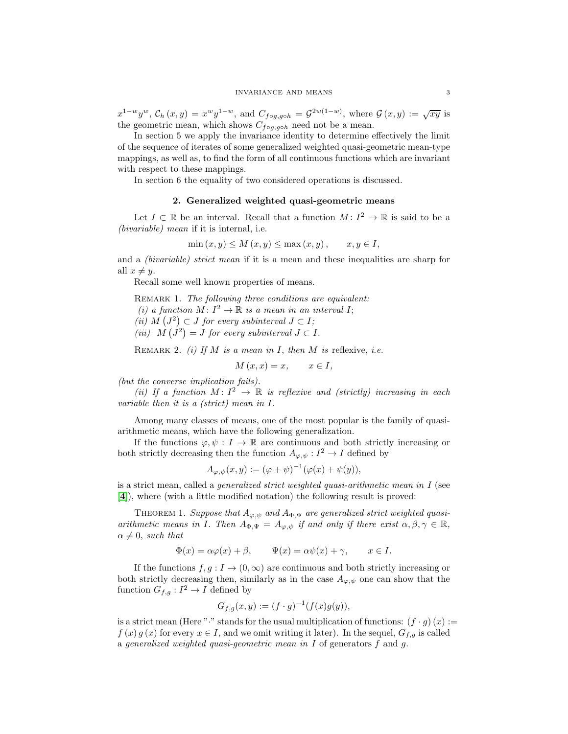$x^{1-w}y^w$, $\mathcal{C}_h(x,y) = x^w y^{1-w}$, and $C_{f\circ g, g\circ h} = \mathcal{G}^{2w(1-w)}$, where $\mathcal{G}(x,y) := \sqrt{xy}$ is the geometric mean, which shows $C_{f\circ g, g\circ h}$ need not be a mean.

In section 5 we apply the invariance identity to determine effectively the limit of the sequence of iterates of some generalized weighted quasi-geometric mean-type mappings, as well as, to find the form of all continuous functions which are invariant with respect to these mappings.

In section 6 the equality of two considered operations is discussed.

## 2. Generalized weighted quasi-geometric means

Let $I \subset \mathbb{R}$ be an interval. Recall that a function $M\colon I^2 \to \mathbb{R}$ is said to be a *(bivariable) mean* if it is internal, i.e.

$$\min(x,y) \leq M(x,y) \leq \max(x,y), \qquad x, y \in I,$$

and a *(bivariable) strict mean* if it is a mean and these inequalities are sharp for all $x \neq y$.

Recall some well known properties of means.

Remark 1. *The following three conditions are equivalent:*
*(i) a function $M\colon I^2 \to \mathbb{R}$ is a mean in an interval $I$;*
*(ii) $M(J^2) \subset J$ for every subinterval $J \subset I$;*
*(iii) $M(J^2) = J$ for every subinterval $J \subset I$.*

Remark 2. *(i) If $M$ is a mean in $I$, then $M$ is* reflexive, *i.e.*

$$M(x,x) = x, \qquad x \in I,$$

*(but the converse implication fails).*

*(ii) If a function $M\colon I^2 \to \mathbb{R}$ is reflexive and (strictly) increasing in each variable then it is a (strict) mean in $I$.*

Among many classes of means, one of the most popular is the family of quasi-arithmetic means, which have the following generalization.

If the functions $\varphi, \psi : I \to \mathbb{R}$ are continuous and both strictly increasing or both strictly decreasing then the function $A_{\varphi,\psi} : I^2 \to I$ defined by

$$A_{\varphi,\psi}(x,y) := (\varphi + \psi)^{-1}(\varphi(x) + \psi(y)),$$

is a strict mean, called a *generalized strict weighted quasi-arithmetic mean in $I$* (see [**4**]), where (with a little modified notation) the following result is proved:

Theorem 1. *Suppose that $A_{\varphi,\psi}$ and $A_{\Phi,\Psi}$ are generalized strict weighted quasi-arithmetic means in $I$. Then $A_{\Phi,\Psi} = A_{\varphi,\psi}$ if and only if there exist $\alpha, \beta, \gamma \in \mathbb{R}$, $\alpha \neq 0$, such that*

$$\Phi(x) = \alpha\varphi(x) + \beta, \qquad \Psi(x) = \alpha\psi(x) + \gamma, \qquad x \in I.$$

If the functions $f, g : I \to (0,\infty)$ are continuous and both strictly increasing or both strictly decreasing then, similarly as in the case $A_{\varphi,\psi}$ one can show that the function $G_{f,g} : I^2 \to I$ defined by

$$G_{f,g}(x,y) := (f \cdot g)^{-1}(f(x)g(y)),$$

is a strict mean (Here "$\cdot$" stands for the usual multiplication of functions: $(f \cdot g)(x) := f(x)\, g(x)$ for every $x \in I$, and we omit writing it later). In the sequel, $G_{f,g}$ is called a *generalized weighted quasi-geometric mean in $I$* of generators $f$ and $g$.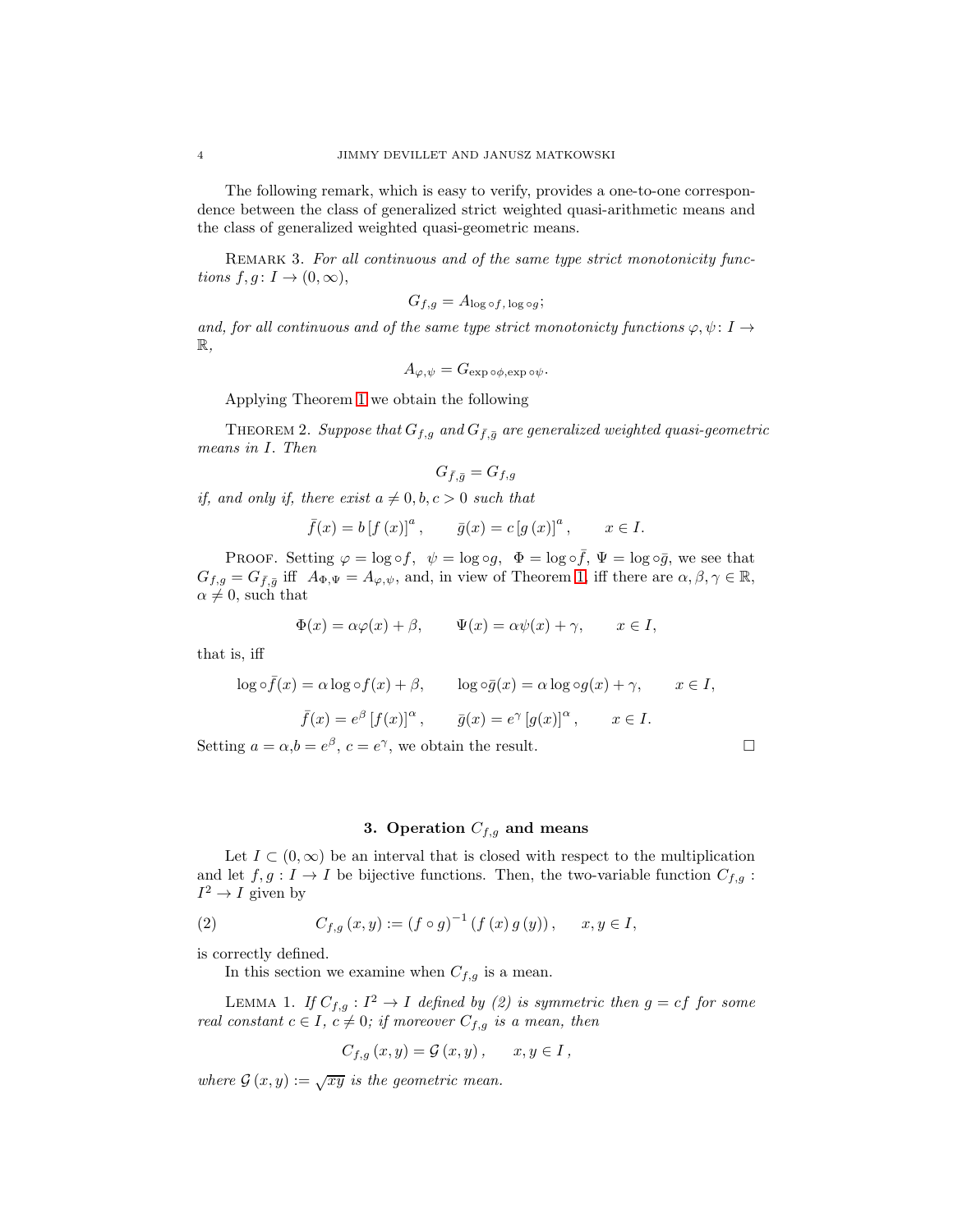The following remark, which is easy to verify, provides a one-to-one correspondence between the class of generalized strict weighted quasi-arithmetic means and the class of generalized weighted quasi-geometric means.

Remark 3. *For all continuous and of the same type strict monotonicity functions $f, g\colon I \to (0, \infty)$,*

$$G_{f,g} = A_{\log \circ f, \log \circ g};$$

*and, for all continuous and of the same type strict monotonicty functions $\varphi, \psi\colon I \to \mathbb{R}$,*

$$A_{\varphi,\psi} = G_{\exp \circ \phi, \exp \circ \psi}.$$

Applying Theorem 1 we obtain the following

Theorem 2. *Suppose that $G_{f,g}$ and $G_{\bar{f},\bar{g}}$ are generalized weighted quasi-geometric means in $I$. Then*

$$G_{\bar{f},\bar{g}} = G_{f,g}$$

*if, and only if, there exist $a \neq 0, b, c > 0$ such that*

$$\bar{f}(x) = b \left[f(x)\right]^a, \qquad \bar{g}(x) = c \left[g(x)\right]^a, \qquad x \in I.$$

Proof. Setting $\varphi = \log \circ f$, $\psi = \log \circ g$, $\Phi = \log \circ \bar{f}$, $\Psi = \log \circ \bar{g}$, we see that $G_{f,g} = G_{\bar{f},\bar{g}}$ iff $A_{\Phi,\Psi} = A_{\varphi,\psi}$, and, in view of Theorem 1, iff there are $\alpha, \beta, \gamma \in \mathbb{R}$, $\alpha \neq 0$, such that

$$\Phi(x) = \alpha\varphi(x) + \beta, \qquad \Psi(x) = \alpha\psi(x) + \gamma, \qquad x \in I,$$

that is, iff

$$\log \circ \bar{f}(x) = \alpha \log \circ f(x) + \beta, \qquad \log \circ \bar{g}(x) = \alpha \log \circ g(x) + \gamma, \qquad x \in I,$$

$$\bar{f}(x) = e^{\beta} \left[f(x)\right]^{\alpha}, \qquad \bar{g}(x) = e^{\gamma} \left[g(x)\right]^{\alpha}, \qquad x \in I.$$

Setting $a = \alpha, b = e^{\beta}$, $c = e^{\gamma}$, we obtain the result. □

## 3. Operation $C_{f,g}$ and means

Let $I \subset (0, \infty)$ be an interval that is closed with respect to the multiplication and let $f, g : I \to I$ be bijective functions. Then, the two-variable function $C_{f,g} : I^2 \to I$ given by

$$C_{f,g}(x, y) := (f \circ g)^{-1} (f(x)\, g(y)), \qquad x, y \in I, \tag{2}$$

is correctly defined.

In this section we examine when $C_{f,g}$ is a mean.

Lemma 1. *If $C_{f,g} : I^2 \to I$ defined by (2) is symmetric then $g = cf$ for some real constant $c \in I$, $c \neq 0$; if moreover $C_{f,g}$ is a mean, then*

$$C_{f,g}(x, y) = \mathcal{G}(x, y), \qquad x, y \in I,$$

*where $\mathcal{G}(x, y) := \sqrt{xy}$ is the geometric mean.*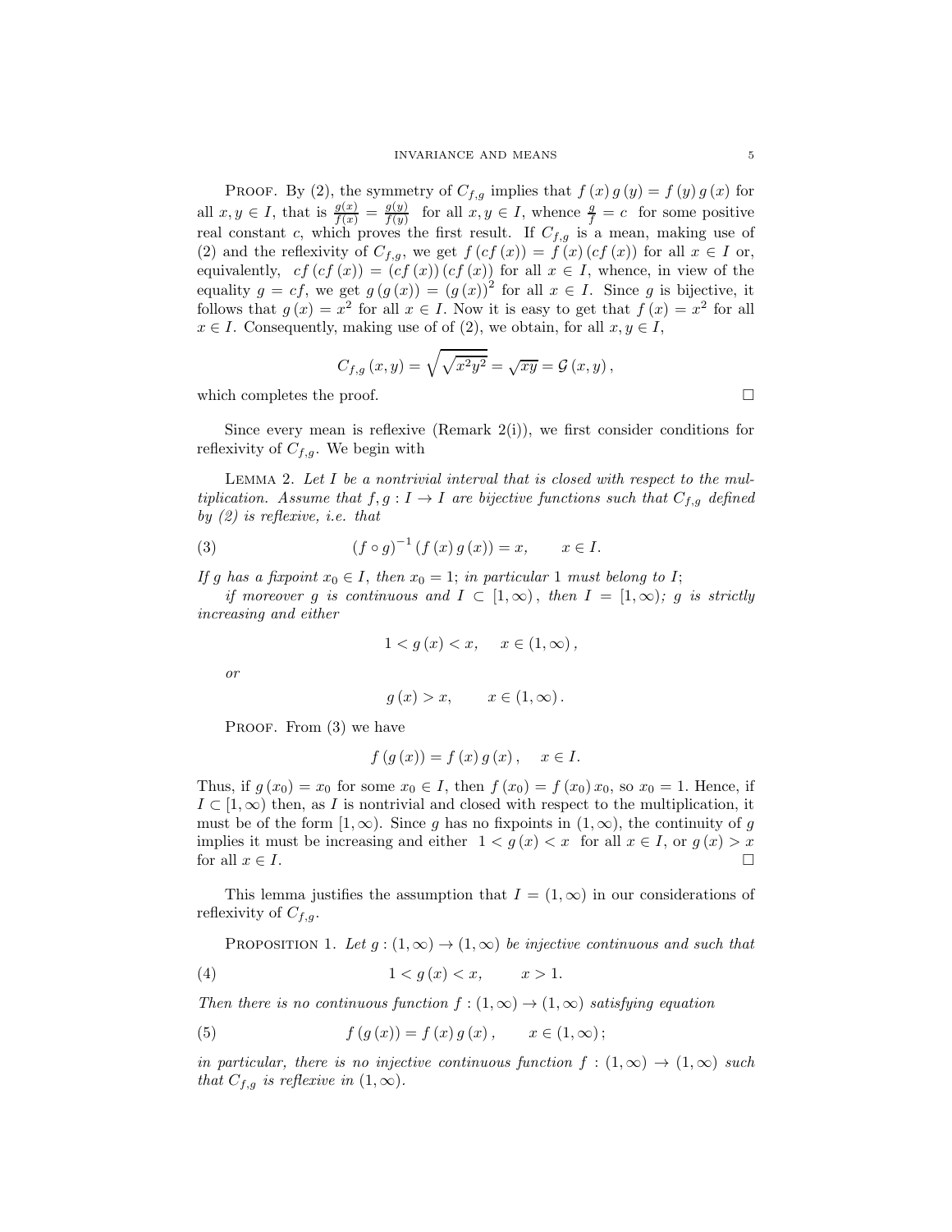PROOF. By (2), the symmetry of $C_{f,g}$ implies that $f(x)g(y) = f(y)g(x)$ for all $x, y \in I$, that is $\frac{g(x)}{f(x)} = \frac{g(y)}{f(y)}$ for all $x, y \in I$, whence $\frac{g}{f} = c$ for some positive real constant $c$, which proves the first result. If $C_{f,g}$ is a mean, making use of (2) and the reflexivity of $C_{f,g}$, we get $f(cf(x)) = f(x)(cf(x))$ for all $x \in I$ or, equivalently, $cf(cf(x)) = (cf(x))(cf(x))$ for all $x \in I$, whence, in view of the equality $g = cf$, we get $g(g(x)) = (g(x))^2$ for all $x \in I$. Since $g$ is bijective, it follows that $g(x) = x^2$ for all $x \in I$. Now it is easy to get that $f(x) = x^2$ for all $x \in I$. Consequently, making use of of (2), we obtain, for all $x, y \in I$,

$$C_{f,g}(x,y) = \sqrt{\sqrt{x^2y^2}} = \sqrt{xy} = \mathcal{G}(x,y),$$

which completes the proof. $\square$

Since every mean is reflexive (Remark 2(i)), we first consider conditions for reflexivity of $C_{f,g}$. We begin with

LEMMA 2. *Let $I$ be a nontrivial interval that is closed with respect to the multiplication. Assume that $f, g : I \to I$ are bijective functions such that $C_{f,g}$ defined by (2) is reflexive, i.e. that*

$$(f \circ g)^{-1}(f(x)g(x)) = x, \qquad x \in I. \tag{3}$$

*If $g$ has a fixpoint $x_0 \in I$, then $x_0 = 1$; in particular 1 must belong to $I$;*

*if moreover $g$ is continuous and $I \subset [1, \infty)$, then $I = [1, \infty)$; $g$ is strictly increasing and either*

$$1 < g(x) < x, \quad x \in (1, \infty),$$

*or*

$$g(x) > x, \qquad x \in (1, \infty).$$

PROOF. From (3) we have

$$f(g(x)) = f(x)g(x), \quad x \in I.$$

Thus, if $g(x_0) = x_0$ for some $x_0 \in I$, then $f(x_0) = f(x_0)x_0$, so $x_0 = 1$. Hence, if $I \subset [1, \infty)$ then, as $I$ is nontrivial and closed with respect to the multiplication, it must be of the form $[1, \infty)$. Since $g$ has no fixpoints in $(1, \infty)$, the continuity of $g$ implies it must be increasing and either $1 < g(x) < x$ for all $x \in I$, or $g(x) > x$ for all $x \in I$. $\square$

This lemma justifies the assumption that $I = (1, \infty)$ in our considerations of reflexivity of $C_{f,g}$.

PROPOSITION 1. *Let $g : (1, \infty) \to (1, \infty)$ be injective continuous and such that*

$$1 < g(x) < x, \qquad x > 1. \tag{4}$$

*Then there is no continuous function $f : (1, \infty) \to (1, \infty)$ satisfying equation*

$$f(g(x)) = f(x)g(x), \qquad x \in (1, \infty); \tag{5}$$

*in particular, there is no injective continuous function $f : (1, \infty) \to (1, \infty)$ such that $C_{f,g}$ is reflexive in $(1, \infty)$.*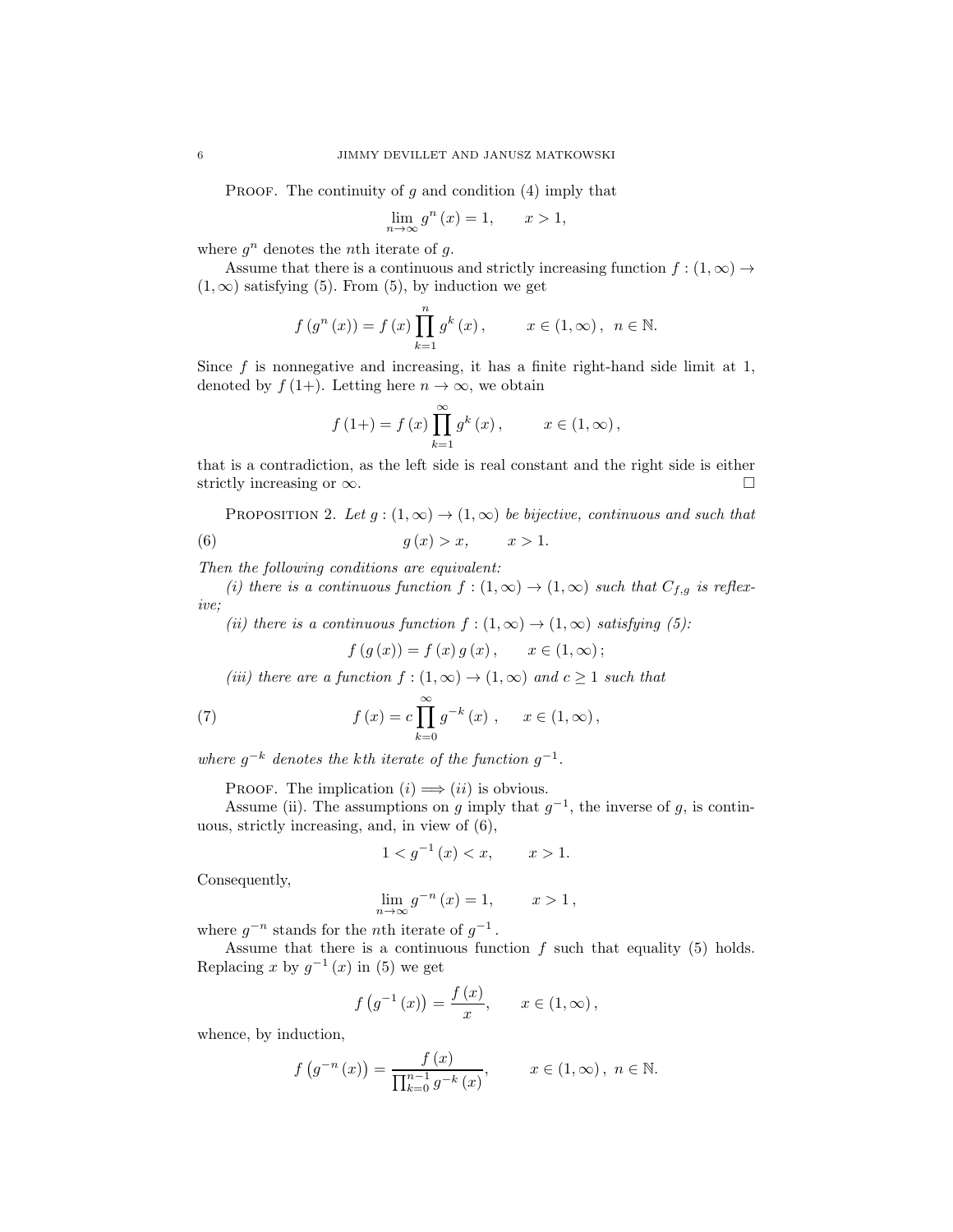Proof. The continuity of $g$ and condition (4) imply that

$$\lim_{n\to\infty} g^n(x) = 1, \qquad x > 1,$$

where $g^n$ denotes the $n$th iterate of $g$.

Assume that there is a continuous and strictly increasing function $f : (1,\infty) \to (1,\infty)$ satisfying (5). From (5), by induction we get

$$f(g^n(x)) = f(x)\prod_{k=1}^{n} g^k(x), \qquad x \in (1,\infty), \ n \in \mathbb{N}.$$

Since $f$ is nonnegative and increasing, it has a finite right-hand side limit at 1, denoted by $f(1+)$. Letting here $n \to \infty$, we obtain

$$f(1+) = f(x)\prod_{k=1}^{\infty} g^k(x), \qquad x \in (1,\infty),$$

that is a contradiction, as the left side is real constant and the right side is either strictly increasing or $\infty$. □

Proposition 2. *Let $g : (1,\infty) \to (1,\infty)$ be bijective, continuous and such that*

$$g(x) > x, \qquad x > 1. \tag{6}$$

*Then the following conditions are equivalent:*

*(i) there is a continuous function $f : (1,\infty) \to (1,\infty)$ such that $C_{f,g}$ is reflexive;*

*(ii) there is a continuous function $f : (1,\infty) \to (1,\infty)$ satisfying (5):*

$$f(g(x)) = f(x)g(x), \qquad x \in (1,\infty);$$

*(iii) there are a function $f : (1,\infty) \to (1,\infty)$ and $c \geq 1$ such that*

$$f(x) = c\prod_{k=0}^{\infty} g^{-k}(x), \qquad x \in (1,\infty), \tag{7}$$

*where $g^{-k}$ denotes the $k$th iterate of the function $g^{-1}$.*

Proof. The implication $(i) \Longrightarrow (ii)$ is obvious.

Assume (ii). The assumptions on $g$ imply that $g^{-1}$, the inverse of $g$, is continuous, strictly increasing, and, in view of (6),

$$1 < g^{-1}(x) < x, \qquad x > 1.$$

Consequently,

$$\lim_{n\to\infty} g^{-n}(x) = 1, \qquad x > 1,$$

where $g^{-n}$ stands for the $n$th iterate of $g^{-1}$.

Assume that there is a continuous function $f$ such that equality (5) holds. Replacing $x$ by $g^{-1}(x)$ in (5) we get

$$f\left(g^{-1}(x)\right) = \frac{f(x)}{x}, \qquad x \in (1,\infty),$$

whence, by induction,

$$f\left(g^{-n}(x)\right) = \frac{f(x)}{\prod_{k=0}^{n-1} g^{-k}(x)}, \qquad x \in (1,\infty), \ n \in \mathbb{N}.$$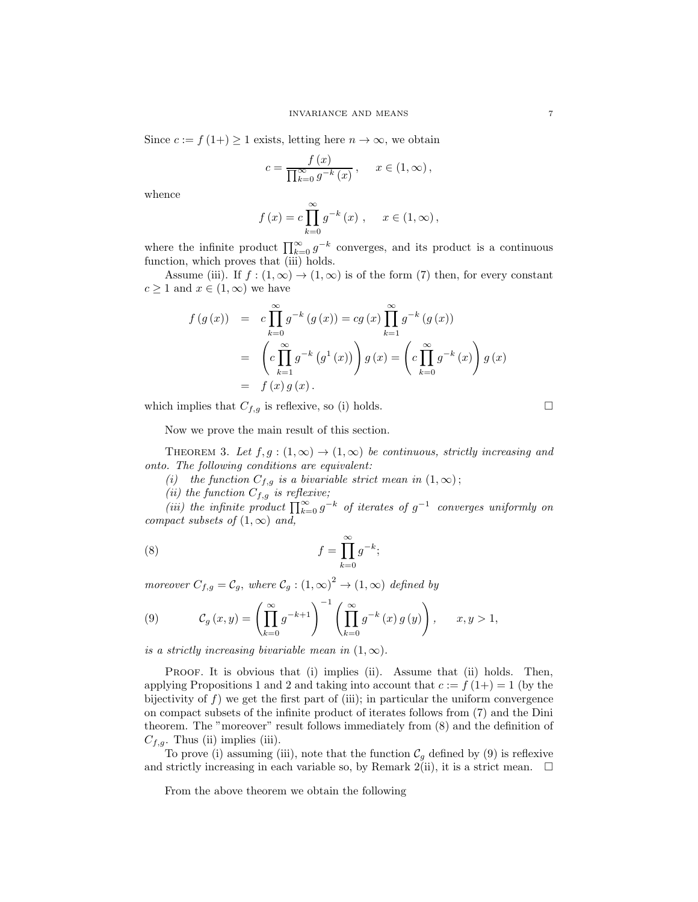Since $c := f(1+) \geq 1$ exists, letting here $n \to \infty$, we obtain

$$c = \frac{f(x)}{\prod_{k=0}^{\infty} g^{-k}(x)}, \qquad x \in (1, \infty),$$

whence

$$f(x) = c \prod_{k=0}^{\infty} g^{-k}(x), \qquad x \in (1, \infty),$$

where the infinite product $\prod_{k=0}^{\infty} g^{-k}$ converges, and its product is a continuous function, which proves that (iii) holds.

Assume (iii). If $f : (1, \infty) \to (1, \infty)$ is of the form (7) then, for every constant $c \geq 1$ and $x \in (1, \infty)$ we have

$$\begin{aligned}
f(g(x)) &= c \prod_{k=0}^{\infty} g^{-k}(g(x)) = c g(x) \prod_{k=1}^{\infty} g^{-k}(g(x)) \\
&= \left( c \prod_{k=1}^{\infty} g^{-k}\left(g^{1}(x)\right) \right) g(x) = \left( c \prod_{k=0}^{\infty} g^{-k}(x) \right) g(x) \\
&= f(x) g(x).
\end{aligned}$$

which implies that $C_{f,g}$ is reflexive, so (i) holds. $\square$

Now we prove the main result of this section.

**Theorem 3.** *Let $f, g : (1, \infty) \to (1, \infty)$ be continuous, strictly increasing and onto. The following conditions are equivalent:*

*(i) the function $C_{f,g}$ is a bivariable strict mean in $(1, \infty)$;*

*(ii) the function $C_{f,g}$ is reflexive;*

*(iii) the infinite product $\prod_{k=0}^{\infty} g^{-k}$ of iterates of $g^{-1}$ converges uniformly on compact subsets of $(1, \infty)$ and,*

$$f = \prod_{k=0}^{\infty} g^{-k}; \tag{8}$$

*moreover $C_{f,g} = \mathcal{C}_g$, where $\mathcal{C}_g : (1, \infty)^2 \to (1, \infty)$ defined by*

$$\mathcal{C}_g(x, y) = \left( \prod_{k=0}^{\infty} g^{-k+1} \right)^{-1} \left( \prod_{k=0}^{\infty} g^{-k}(x) g(y) \right), \qquad x, y > 1, \tag{9}$$

*is a strictly increasing bivariable mean in $(1, \infty)$.*

Proof. It is obvious that (i) implies (ii). Assume that (ii) holds. Then, applying Propositions 1 and 2 and taking into account that $c := f(1+) = 1$ (by the bijectivity of $f$) we get the first part of (iii); in particular the uniform convergence on compact subsets of the infinite product of iterates follows from (7) and the Dini theorem. The "moreover" result follows immediately from (8) and the definition of $C_{f,g}$. Thus (ii) implies (iii).

To prove (i) assuming (iii), note that the function $\mathcal{C}_g$ defined by (9) is reflexive and strictly increasing in each variable so, by Remark 2(ii), it is a strict mean. $\square$

From the above theorem we obtain the following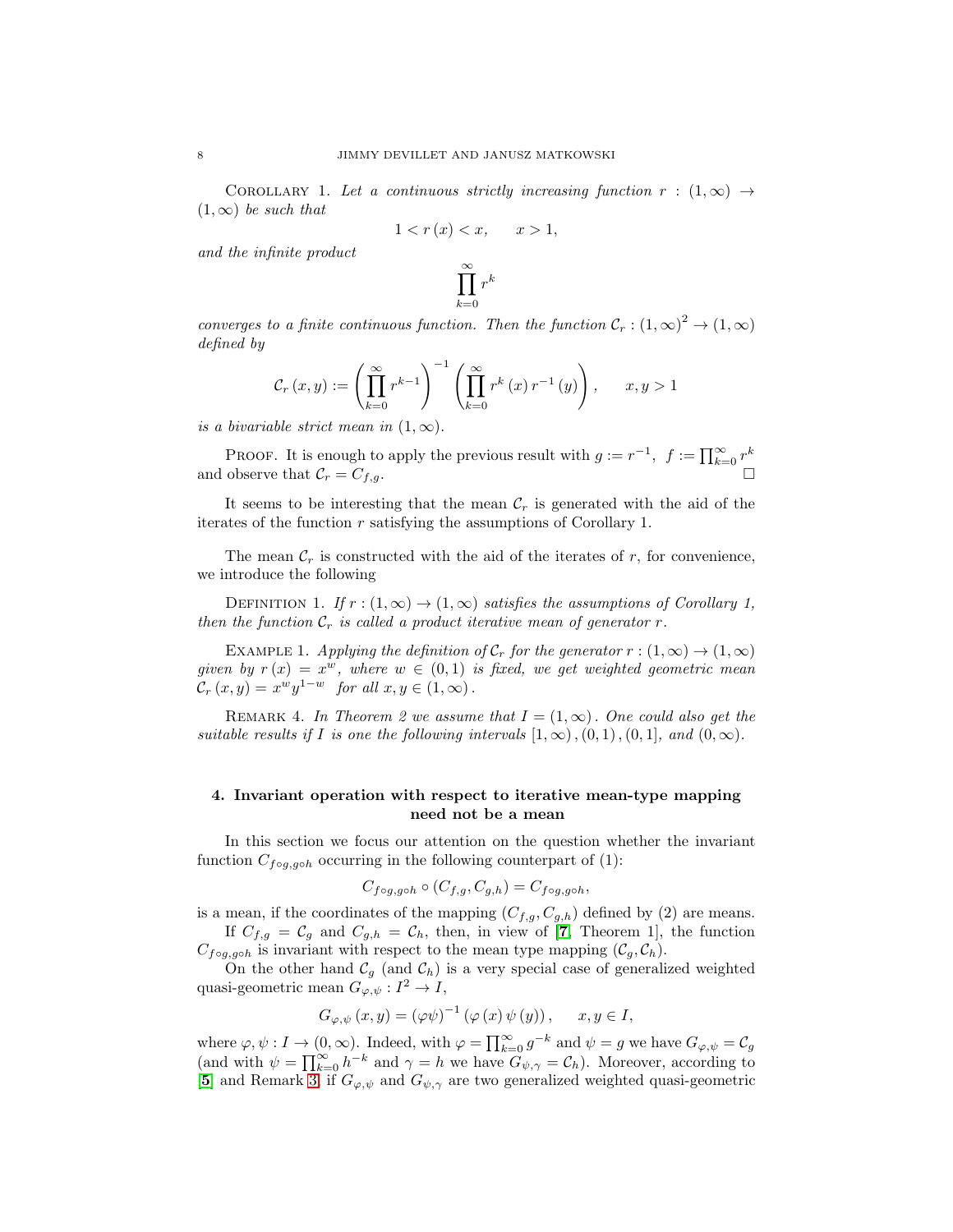Corollary 1. *Let a continuous strictly increasing function $r : (1, \infty) \to (1, \infty)$ be such that*

$$1 < r(x) < x, \qquad x > 1,$$

*and the infinite product*

$$\prod_{k=0}^{\infty} r^k$$

*converges to a finite continuous function. Then the function $\mathcal{C}_r : (1, \infty)^2 \to (1, \infty)$ defined by*

$$\mathcal{C}_r(x, y) := \left( \prod_{k=0}^{\infty} r^{k-1} \right)^{-1} \left( \prod_{k=0}^{\infty} r^k(x) \, r^{-1}(y) \right), \qquad x, y > 1$$

*is a bivariable strict mean in $(1, \infty)$.*

Proof. It is enough to apply the previous result with $g := r^{-1}$, $f := \prod_{k=0}^{\infty} r^k$ and observe that $\mathcal{C}_r = C_{f,g}$. □

It seems to be interesting that the mean $\mathcal{C}_r$ is generated with the aid of the iterates of the function $r$ satisfying the assumptions of Corollary 1.

The mean $\mathcal{C}_r$ is constructed with the aid of the iterates of $r$, for convenience, we introduce the following

Definition 1. *If $r : (1, \infty) \to (1, \infty)$ satisfies the assumptions of Corollary 1, then the function $\mathcal{C}_r$ is called a product iterative mean of generator $r$.*

Example 1. *Applying the definition of $\mathcal{C}_r$ for the generator $r : (1, \infty) \to (1, \infty)$ given by $r(x) = x^w$, where $w \in (0, 1)$ is fixed, we get weighted geometric mean $\mathcal{C}_r(x, y) = x^w y^{1-w}$ for all $x, y \in (1, \infty)$.*

Remark 4. *In Theorem 2 we assume that $I = (1, \infty)$. One could also get the suitable results if $I$ is one the following intervals $[1, \infty), (0, 1), (0, 1]$, and $(0, \infty)$.*

## 4. Invariant operation with respect to iterative mean-type mapping need not be a mean

In this section we focus our attention on the question whether the invariant function $C_{f \circ g, g \circ h}$ occurring in the following counterpart of (1):

$$C_{f \circ g, g \circ h} \circ (C_{f,g}, C_{g,h}) = C_{f \circ g, g \circ h},$$

is a mean, if the coordinates of the mapping $(C_{f,g}, C_{g,h})$ defined by (2) are means.

If $C_{f,g} = \mathcal{C}_g$ and $C_{g,h} = \mathcal{C}_h$, then, in view of [7, Theorem 1], the function $C_{f \circ g, g \circ h}$ is invariant with respect to the mean type mapping $(\mathcal{C}_g, \mathcal{C}_h)$.

On the other hand $\mathcal{C}_g$ (and $\mathcal{C}_h$) is a very special case of generalized weighted quasi-geometric mean $G_{\varphi,\psi} : I^2 \to I$,

$$G_{\varphi,\psi}(x, y) = (\varphi\psi)^{-1} (\varphi(x) \, \psi(y)), \qquad x, y \in I,$$

where $\varphi, \psi : I \to (0, \infty)$. Indeed, with $\varphi = \prod_{k=0}^{\infty} g^{-k}$ and $\psi = g$ we have $G_{\varphi,\psi} = \mathcal{C}_g$ (and with $\psi = \prod_{k=0}^{\infty} h^{-k}$ and $\gamma = h$ we have $G_{\psi,\gamma} = \mathcal{C}_h$). Moreover, according to [5] and Remark 3, if $G_{\varphi,\psi}$ and $G_{\psi,\gamma}$ are two generalized weighted quasi-geometric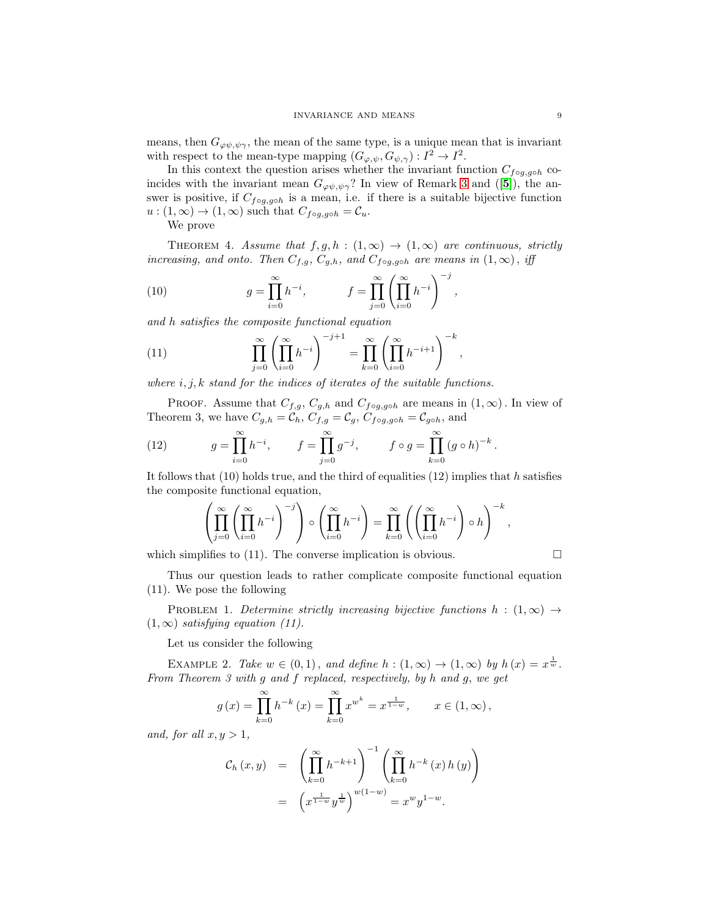means, then $G_{\varphi\psi,\psi\gamma}$, the mean of the same type, is a unique mean that is invariant with respect to the mean-type mapping $(G_{\varphi,\psi}, G_{\psi,\gamma}) : I^2 \to I^2$.

In this context the question arises whether the invariant function $C_{f\circ g, g\circ h}$ coincides with the invariant mean $G_{\varphi\psi,\psi\gamma}$? In view of Remark 3 and ([5]), the answer is positive, if $C_{f\circ g,g\circ h}$ is a mean, i.e. if there is a suitable bijective function $u : (1,\infty) \to (1,\infty)$ such that $C_{f\circ g,g\circ h} = \mathcal{C}_u$.

We prove

Theorem 4. *Assume that $f, g, h : (1,\infty) \to (1,\infty)$ are continuous, strictly increasing, and onto. Then $C_{f,g}$, $C_{g,h}$, and $C_{f\circ g,g\circ h}$ are means in $(1,\infty)$, iff*

$$
g = \prod_{i=0}^{\infty} h^{-i}, \qquad f = \prod_{j=0}^{\infty} \left( \prod_{i=0}^{\infty} h^{-i} \right)^{-j}, \tag{10}
$$

*and $h$ satisfies the composite functional equation*

$$
\prod_{j=0}^{\infty} \left( \prod_{i=0}^{\infty} h^{-i} \right)^{-j+1} = \prod_{k=0}^{\infty} \left( \prod_{i=0}^{\infty} h^{-i+1} \right)^{-k}, \tag{11}
$$

*where $i, j, k$ stand for the indices of iterates of the suitable functions.*

Proof. Assume that $C_{f,g}$, $C_{g,h}$ and $C_{f\circ g,g\circ h}$ are means in $(1,\infty)$. In view of Theorem 3, we have $C_{g,h} = \mathcal{C}_h$, $C_{f,g} = \mathcal{C}_g$, $C_{f\circ g,g\circ h} = \mathcal{C}_{g\circ h}$, and

$$
g = \prod_{i=0}^{\infty} h^{-i}, \qquad f = \prod_{j=0}^{\infty} g^{-j}, \qquad f \circ g = \prod_{k=0}^{\infty} (g \circ h)^{-k}. \tag{12}
$$

It follows that (10) holds true, and the third of equalities (12) implies that $h$ satisfies the composite functional equation,

$$
\left( \prod_{j=0}^{\infty} \left( \prod_{i=0}^{\infty} h^{-i} \right)^{-j} \right) \circ \left( \prod_{i=0}^{\infty} h^{-i} \right) = \prod_{k=0}^{\infty} \left( \left( \prod_{i=0}^{\infty} h^{-i} \right) \circ h \right)^{-k},
$$

which simplifies to (11). The converse implication is obvious. $\square$

Thus our question leads to rather complicate composite functional equation (11). We pose the following

Problem 1. *Determine strictly increasing bijective functions $h : (1,\infty) \to (1,\infty)$ satisfying equation (11).*

Let us consider the following

Example 2. *Take $w \in (0,1)$, and define $h : (1,\infty) \to (1,\infty)$ by $h(x) = x^{\frac{1}{w}}$. From Theorem 3 with $g$ and $f$ replaced, respectively, by $h$ and $g$, we get*

$$
g(x) = \prod_{k=0}^{\infty} h^{-k}(x) = \prod_{k=0}^{\infty} x^{w^k} = x^{\frac{1}{1-w}}, \qquad x \in (1,\infty),
$$

*and, for all $x, y > 1$,*

$$
\begin{aligned}
\mathcal{C}_h(x,y) &= \left( \prod_{k=0}^{\infty} h^{-k+1} \right)^{-1} \left( \prod_{k=0}^{\infty} h^{-k}(x)\, h(y) \right) \\
&= \left( x^{\frac{1}{1-w}} y^{\frac{1}{w}} \right)^{w(1-w)} = x^w y^{1-w}.
\end{aligned}
$$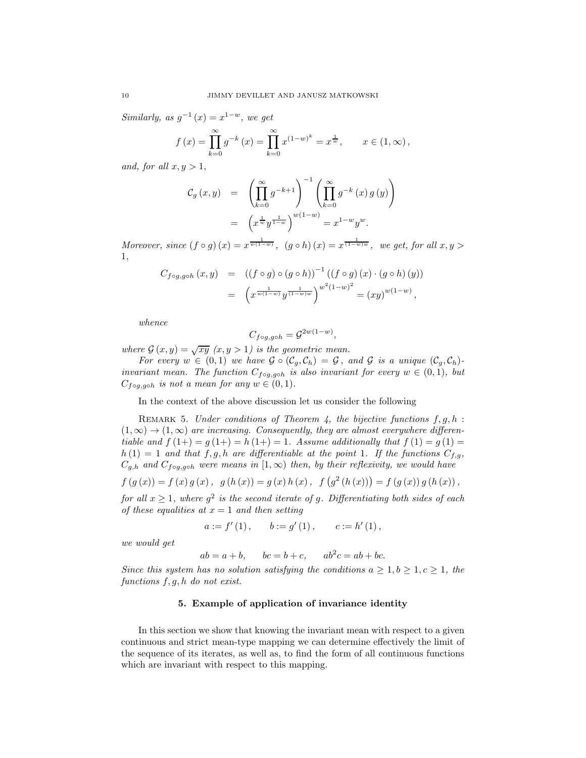*Similarly, as $g^{-1}(x) = x^{1-w}$, we get*

$$f(x) = \prod_{k=0}^{\infty} g^{-k}(x) = \prod_{k=0}^{\infty} x^{(1-w)^k} = x^{\frac{1}{w}}, \qquad x \in (1, \infty),$$

*and, for all $x, y > 1$,*

$$\begin{aligned} \mathcal{C}_g(x,y) &= \left( \prod_{k=0}^{\infty} g^{-k+1} \right)^{-1} \left( \prod_{k=0}^{\infty} g^{-k}(x)\, g(y) \right) \\ &= \left( x^{\frac{1}{w}} y^{\frac{1}{1-w}} \right)^{w(1-w)} = x^{1-w} y^{w}. \end{aligned}$$

*Moreover, since $(f \circ g)(x) = x^{\frac{1}{w(1-w)}}$, $(g \circ h)(x) = x^{\frac{1}{(1-w)w}}$, we get, for all $x, y > 1$,*

$$\begin{aligned} C_{f\circ g, g\circ h}(x,y) &= \left((f \circ g) \circ (g \circ h)\right)^{-1} \left((f \circ g)(x) \cdot (g \circ h)(y)\right) \\ &= \left( x^{\frac{1}{w(1-w)}} y^{\frac{1}{(1-w)w}} \right)^{w^2(1-w)^2} = (xy)^{w(1-w)}, \end{aligned}$$

*whence*

$$C_{f\circ g, g\circ h} = \mathcal{G}^{2w(1-w)},$$

*where $\mathcal{G}(x,y) = \sqrt{xy}$ $(x, y > 1)$ is the geometric mean.*

*For every $w \in (0,1)$ we have $\mathcal{G} \circ (\mathcal{C}_g, \mathcal{C}_h) = \mathcal{G}$, and $\mathcal{G}$ is a unique $(\mathcal{C}_g, \mathcal{C}_h)$-invariant mean. The function $C_{f\circ g, g\circ h}$ is also invariant for every $w \in (0,1)$, but $C_{f\circ g, g\circ h}$ is not a mean for any $w \in (0,1)$.*

In the context of the above discussion let us consider the following

Remark 5. *Under conditions of Theorem 4, the bijective functions $f, g, h : (1, \infty) \to (1, \infty)$ are increasing. Consequently, they are almost everywhere differentiable and $f(1+) = g(1+) = h(1+) = 1$. Assume additionally that $f(1) = g(1) = h(1) = 1$ and that $f, g, h$ are differentiable at the point 1. If the functions $C_{f,g}$, $C_{g,h}$ and $C_{f\circ g, g\circ h}$ were means in $[1, \infty)$ then, by their reflexivity, we would have*

$$f(g(x)) = f(x)\, g(x), \quad g(h(x)) = g(x)\, h(x), \quad f\left(g^2(h(x))\right) = f(g(x))\, g(h(x)),$$

*for all $x \geq 1$, where $g^2$ is the second iterate of $g$. Differentiating both sides of each of these equalities at $x = 1$ and then setting*

$$a := f'(1), \qquad b := g'(1), \qquad c := h'(1),$$

*we would get*

$$ab = a + b, \qquad bc = b + c, \qquad ab^2c = ab + bc.$$

*Since this system has no solution satisfying the conditions $a \geq 1, b \geq 1, c \geq 1$, the functions $f, g, h$ do not exist.*

## 5. Example of application of invariance identity

In this section we show that knowing the invariant mean with respect to a given continuous and strict mean-type mapping we can determine effectively the limit of the sequence of its iterates, as well as, to find the form of all continuous functions which are invariant with respect to this mapping.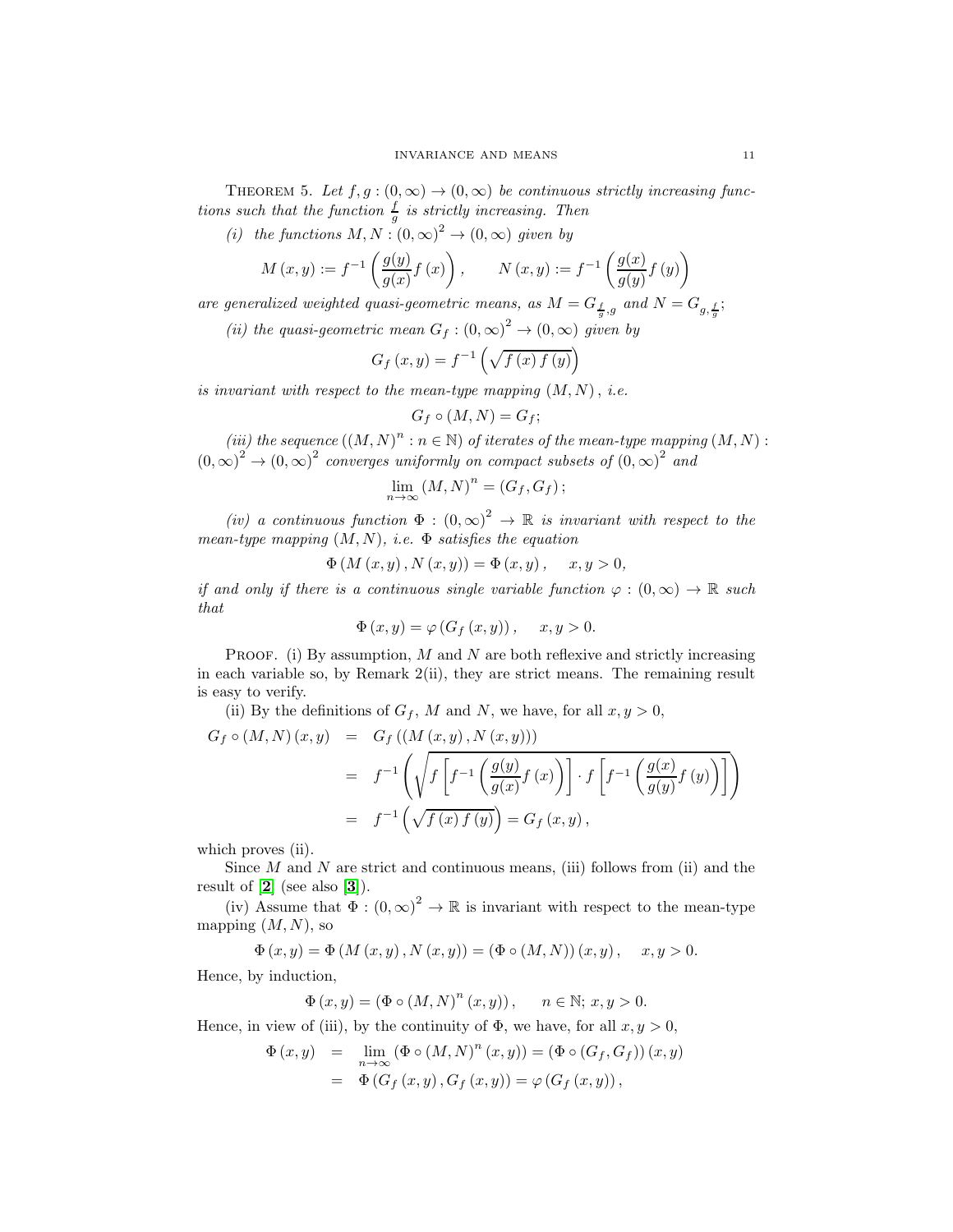THEOREM 5. *Let $f, g : (0, \infty) \to (0, \infty)$ be continuous strictly increasing functions such that the function $\frac{f}{g}$ is strictly increasing. Then*

*(i) the functions $M, N : (0, \infty)^2 \to (0, \infty)$ given by*

$$M(x, y) := f^{-1}\left(\frac{g(y)}{g(x)} f(x)\right), \qquad N(x, y) := f^{-1}\left(\frac{g(x)}{g(y)} f(y)\right)$$

*are generalized weighted quasi-geometric means, as $M = G_{\frac{f}{g}, g}$ and $N = G_{g, \frac{f}{g}}$;*

*(ii) the quasi-geometric mean $G_f : (0, \infty)^2 \to (0, \infty)$ given by*

$$G_f(x, y) = f^{-1}\left(\sqrt{f(x) f(y)}\right)$$

*is invariant with respect to the mean-type mapping $(M, N)$, i.e.*

$$G_f \circ (M, N) = G_f;$$

*(iii) the sequence $((M, N)^n : n \in \mathbb{N})$ of iterates of the mean-type mapping $(M, N) : (0, \infty)^2 \to (0, \infty)^2$ converges uniformly on compact subsets of $(0, \infty)^2$ and*

$$\lim_{n \to \infty} (M, N)^n = (G_f, G_f);$$

*(iv) a continuous function $\Phi : (0, \infty)^2 \to \mathbb{R}$ is invariant with respect to the mean-type mapping $(M, N)$, i.e. $\Phi$ satisfies the equation*

$$\Phi(M(x, y), N(x, y)) = \Phi(x, y), \quad x, y > 0,$$

*if and only if there is a continuous single variable function $\varphi : (0, \infty) \to \mathbb{R}$ such that*

$$\Phi(x, y) = \varphi(G_f(x, y)), \quad x, y > 0.$$

PROOF. (i) By assumption, $M$ and $N$ are both reflexive and strictly increasing in each variable so, by Remark 2(ii), they are strict means. The remaining result is easy to verify.

(ii) By the definitions of $G_f$, $M$ and $N$, we have, for all $x, y > 0$,

$$\begin{aligned}
G_f \circ (M, N)(x, y) &= G_f((M(x, y), N(x, y))) \\
&= f^{-1}\left(\sqrt{f\left[f^{-1}\left(\frac{g(y)}{g(x)} f(x)\right)\right] \cdot f\left[f^{-1}\left(\frac{g(x)}{g(y)} f(y)\right)\right]}\right) \\
&= f^{-1}\left(\sqrt{f(x) f(y)}\right) = G_f(x, y),
\end{aligned}$$

which proves (ii).

Since $M$ and $N$ are strict and continuous means, (iii) follows from (ii) and the result of [**2**] (see also [**3**]).

(iv) Assume that $\Phi : (0, \infty)^2 \to \mathbb{R}$ is invariant with respect to the mean-type mapping $(M, N)$, so

$$\Phi(x, y) = \Phi(M(x, y), N(x, y)) = (\Phi \circ (M, N))(x, y), \quad x, y > 0.$$

Hence, by induction,

$$\Phi(x, y) = (\Phi \circ (M, N)^n(x, y)), \qquad n \in \mathbb{N};\ x, y > 0.$$

Hence, in view of (iii), by the continuity of $\Phi$, we have, for all $x, y > 0$,

$$\begin{aligned}
\Phi(x, y) &= \lim_{n \to \infty} (\Phi \circ (M, N)^n(x, y)) = (\Phi \circ (G_f, G_f))(x, y) \\
&= \Phi(G_f(x, y), G_f(x, y)) = \varphi(G_f(x, y)),
\end{aligned}$$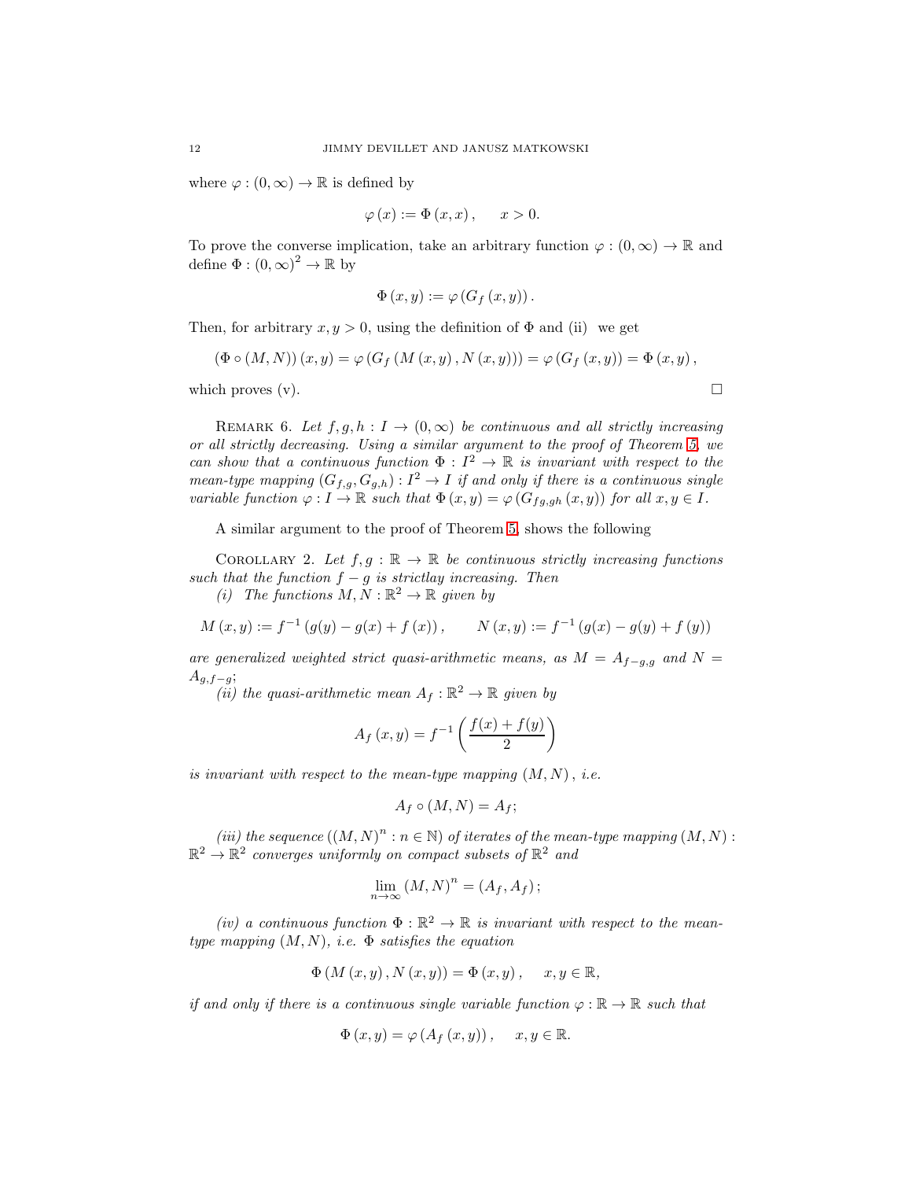where $\varphi : (0, \infty) \to \mathbb{R}$ is defined by

$$\varphi(x) := \Phi(x, x), \quad x > 0.$$

To prove the converse implication, take an arbitrary function $\varphi : (0, \infty) \to \mathbb{R}$ and define $\Phi : (0, \infty)^2 \to \mathbb{R}$ by

$$\Phi(x, y) := \varphi(G_f(x, y)).$$

Then, for arbitrary $x, y > 0$, using the definition of $\Phi$ and (ii) we get

$$(\Phi \circ (M, N))(x, y) = \varphi(G_f(M(x, y), N(x, y))) = \varphi(G_f(x, y)) = \Phi(x, y),$$

which proves (v). $\square$

Remark 6. *Let $f, g, h : I \to (0, \infty)$ be continuous and all strictly increasing or all strictly decreasing. Using a similar argument to the proof of Theorem 5, we can show that a continuous function $\Phi : I^2 \to \mathbb{R}$ is invariant with respect to the mean-type mapping $(G_{f,g}, G_{g,h}) : I^2 \to I$ if and only if there is a continuous single variable function $\varphi : I \to \mathbb{R}$ such that $\Phi(x, y) = \varphi(G_{fg,gh}(x, y))$ for all $x, y \in I$.*

A similar argument to the proof of Theorem 5, shows the following

Corollary 2. *Let $f, g : \mathbb{R} \to \mathbb{R}$ be continuous strictly increasing functions such that the function $f - g$ is strictlay increasing. Then*

*(i) The functions $M, N : \mathbb{R}^2 \to \mathbb{R}$ given by*

$$M(x, y) := f^{-1}(g(y) - g(x) + f(x)), \qquad N(x, y) := f^{-1}(g(x) - g(y) + f(y))$$

*are generalized weighted strict quasi-arithmetic means, as $M = A_{f-g,g}$ and $N = A_{g,f-g}$;*

*(ii) the quasi-arithmetic mean $A_f : \mathbb{R}^2 \to \mathbb{R}$ given by*

$$A_f(x, y) = f^{-1}\left(\frac{f(x) + f(y)}{2}\right)$$

*is invariant with respect to the mean-type mapping $(M, N)$, i.e.*

$$A_f \circ (M, N) = A_f;$$

*(iii) the sequence $((M, N)^n : n \in \mathbb{N})$ of iterates of the mean-type mapping $(M, N) : \mathbb{R}^2 \to \mathbb{R}^2$ converges uniformly on compact subsets of $\mathbb{R}^2$ and*

$$\lim_{n\to\infty} (M, N)^n = (A_f, A_f);$$

*(iv) a continuous function $\Phi : \mathbb{R}^2 \to \mathbb{R}$ is invariant with respect to the mean-type mapping $(M, N)$, i.e. $\Phi$ satisfies the equation*

$$\Phi(M(x, y), N(x, y)) = \Phi(x, y), \quad x, y \in \mathbb{R},$$

*if and only if there is a continuous single variable function $\varphi : \mathbb{R} \to \mathbb{R}$ such that*

$$\Phi(x, y) = \varphi(A_f(x, y)), \quad x, y \in \mathbb{R}.$$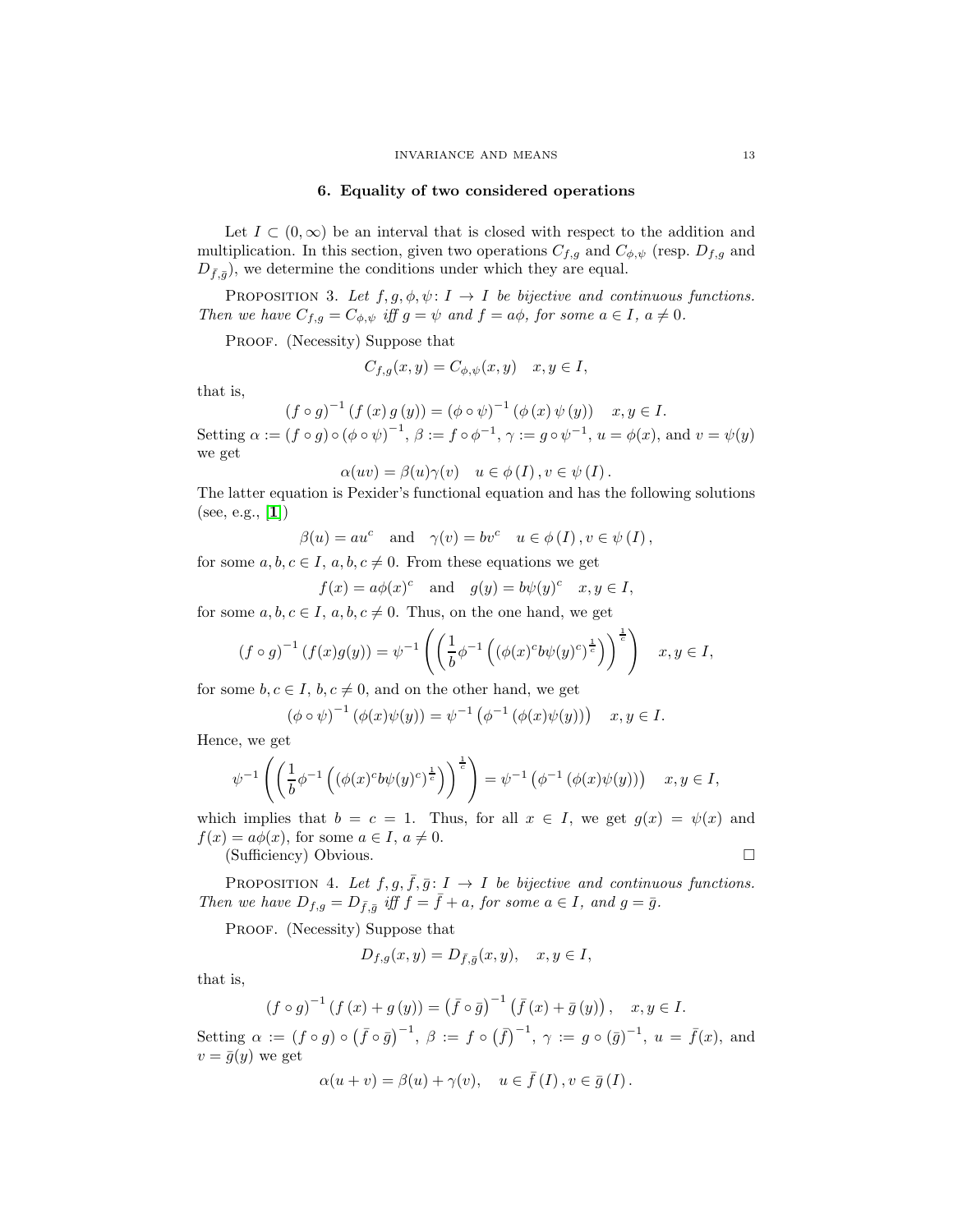## 6. Equality of two considered operations

Let $I \subset (0, \infty)$ be an interval that is closed with respect to the addition and multiplication. In this section, given two operations $C_{f,g}$ and $C_{\phi,\psi}$ (resp. $D_{f,g}$ and $D_{\bar{f},\bar{g}}$), we determine the conditions under which they are equal.

Proposition 3. *Let $f, g, \phi, \psi \colon I \to I$ be bijective and continuous functions. Then we have $C_{f,g} = C_{\phi,\psi}$ iff $g = \psi$ and $f = a\phi$, for some $a \in I$, $a \neq 0$.*

Proof. (Necessity) Suppose that

$$C_{f,g}(x, y) = C_{\phi,\psi}(x, y) \quad x, y \in I,$$

that is,

$$(f \circ g)^{-1} (f (x) g (y)) = (\phi \circ \psi)^{-1} (\phi (x) \psi (y)) \quad x, y \in I.$$

Setting $\alpha := (f \circ g) \circ (\phi \circ \psi)^{-1}$, $\beta := f \circ \phi^{-1}$, $\gamma := g \circ \psi^{-1}$, $u = \phi(x)$, and $v = \psi(y)$ we get

$$\alpha(uv) = \beta(u)\gamma(v) \quad u \in \phi (I), v \in \psi (I).$$

The latter equation is Pexider's functional equation and has the following solutions (see, e.g., [1])

$$\beta(u) = au^c \quad \text{and} \quad \gamma(v) = bv^c \quad u \in \phi (I), v \in \psi (I),$$

for some $a, b, c \in I$, $a, b, c \neq 0$. From these equations we get

$$f(x) = a\phi(x)^c \quad \text{and} \quad g(y) = b\psi(y)^c \quad x, y \in I,$$

for some $a, b, c \in I$, $a, b, c \neq 0$. Thus, on the one hand, we get

$$(f \circ g)^{-1} (f(x)g(y)) = \psi^{-1} \left( \left( \frac{1}{b} \phi^{-1} \left( (\phi(x)^c b\psi(y)^c)^{\frac{1}{c}} \right) \right)^{\frac{1}{c}} \right) \quad x, y \in I,$$

for some $b, c \in I$, $b, c \neq 0$, and on the other hand, we get

$$(\phi \circ \psi)^{-1} (\phi(x)\psi(y)) = \psi^{-1} \left(\phi^{-1} (\phi(x)\psi(y))\right) \quad x, y \in I.$$

Hence, we get

$$\psi^{-1} \left( \left( \frac{1}{b} \phi^{-1} \left( (\phi(x)^c b\psi(y)^c)^{\frac{1}{c}} \right) \right)^{\frac{1}{c}} \right) = \psi^{-1} \left(\phi^{-1} (\phi(x)\psi(y))\right) \quad x, y \in I,$$

which implies that $b = c = 1$. Thus, for all $x \in I$, we get $g(x) = \psi(x)$ and $f(x) = a\phi(x)$, for some $a \in I$, $a \neq 0$.

(Sufficiency) Obvious. □

Proposition 4. *Let $f, g, \bar{f}, \bar{g} \colon I \to I$ be bijective and continuous functions. Then we have $D_{f,g} = D_{\bar{f},\bar{g}}$ iff $f = \bar{f} + a$, for some $a \in I$, and $g = \bar{g}$.*

Proof. (Necessity) Suppose that

$$D_{f,g}(x, y) = D_{\bar{f},\bar{g}}(x, y), \quad x, y \in I,$$

that is,

$$(f \circ g)^{-1} (f (x) + g (y)) = \left(\bar{f} \circ \bar{g}\right)^{-1} \left(\bar{f} (x) + \bar{g} (y)\right), \quad x, y \in I.$$

Setting $\alpha := (f \circ g) \circ \left(\bar{f} \circ \bar{g}\right)^{-1}$, $\beta := f \circ \left(\bar{f}\right)^{-1}$, $\gamma := g \circ (\bar{g})^{-1}$, $u = \bar{f}(x)$, and $v = \bar{g}(y)$ we get

$$\alpha(u + v) = \beta(u) + \gamma(v), \quad u \in \bar{f} (I), v \in \bar{g} (I).$$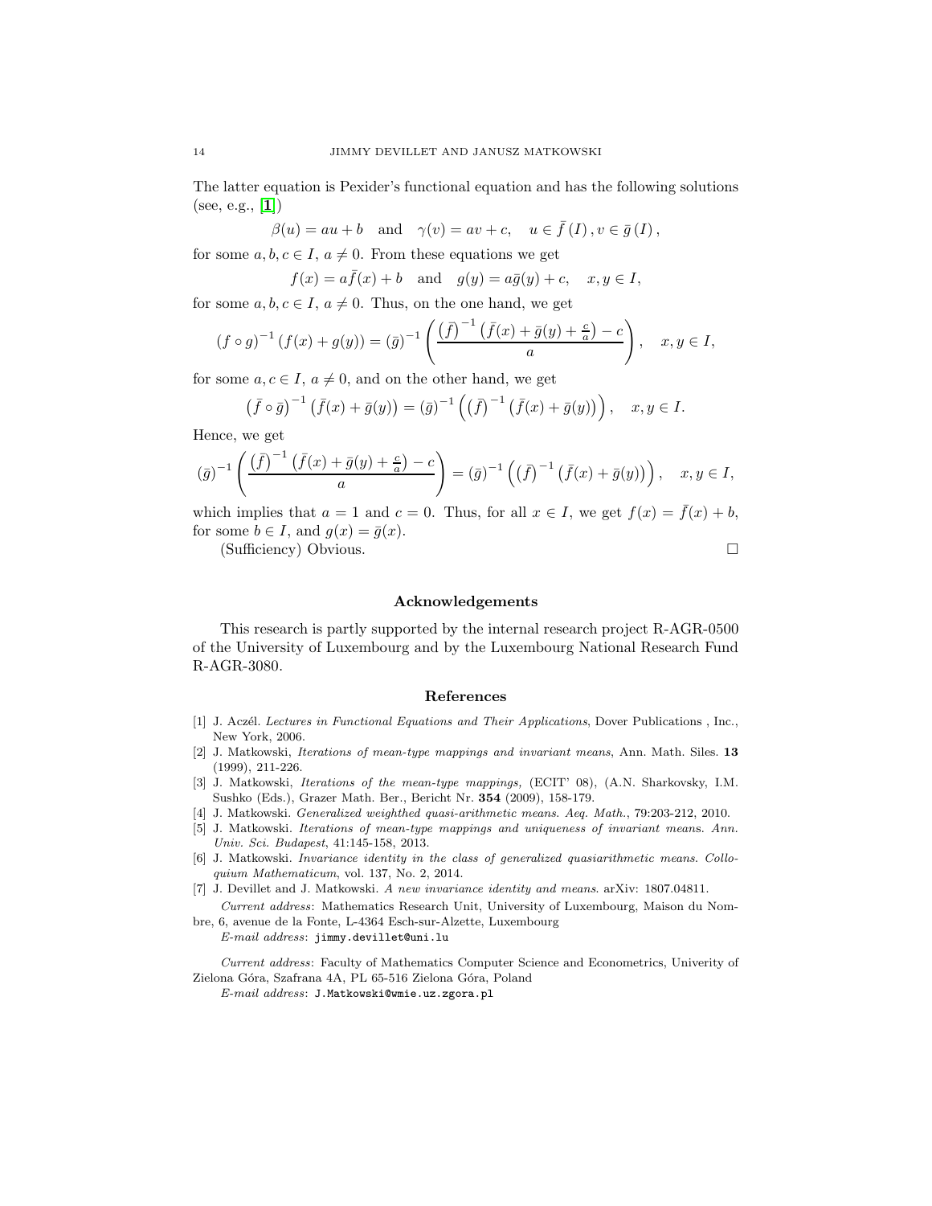The latter equation is Pexider's functional equation and has the following solutions (see, e.g., [1])

$$\beta(u) = au + b \quad \text{and} \quad \gamma(v) = av + c, \quad u \in \bar{f}(I), v \in \bar{g}(I),$$

for some $a, b, c \in I$, $a \neq 0$. From these equations we get

$$f(x) = a\bar{f}(x) + b \quad \text{and} \quad g(y) = a\bar{g}(y) + c, \quad x, y \in I,$$

for some $a, b, c \in I$, $a \neq 0$. Thus, on the one hand, we get

$$(f \circ g)^{-1}(f(x) + g(y)) = (\bar{g})^{-1}\left(\frac{\left(\bar{f}\right)^{-1}\left(\bar{f}(x) + \bar{g}(y) + \frac{c}{a}\right) - c}{a}\right), \quad x, y \in I,$$

for some $a, c \in I$, $a \neq 0$, and on the other hand, we get

$$\left(\bar{f} \circ \bar{g}\right)^{-1}\left(\bar{f}(x) + \bar{g}(y)\right) = (\bar{g})^{-1}\left(\left(\bar{f}\right)^{-1}\left(\bar{f}(x) + \bar{g}(y)\right)\right), \quad x, y \in I.$$

Hence, we get

$$(\bar{g})^{-1}\left(\frac{\left(\bar{f}\right)^{-1}\left(\bar{f}(x) + \bar{g}(y) + \frac{c}{a}\right) - c}{a}\right) = (\bar{g})^{-1}\left(\left(\bar{f}\right)^{-1}\left(\bar{f}(x) + \bar{g}(y)\right)\right), \quad x, y \in I,$$

which implies that $a = 1$ and $c = 0$. Thus, for all $x \in I$, we get $f(x) = \bar{f}(x) + b$, for some $b \in I$, and $g(x) = \bar{g}(x)$.

(Sufficiency) Obvious. □

## Acknowledgements

This research is partly supported by the internal research project R-AGR-0500 of the University of Luxembourg and by the Luxembourg National Research Fund R-AGR-3080.

## References

[1] J. Aczél. *Lectures in Functional Equations and Their Applications*, Dover Publications , Inc., New York, 2006.

[2] J. Matkowski, *Iterations of mean-type mappings and invariant means*, Ann. Math. Siles. **13** (1999), 211-226.

[3] J. Matkowski, *Iterations of the mean-type mappings,* (ECIT' 08), (A.N. Sharkovsky, I.M. Sushko (Eds.), Grazer Math. Ber., Bericht Nr. **354** (2009), 158-179.

[4] J. Matkowski. *Generalized weighthed quasi-arithmetic means. Aeq. Math.*, 79:203-212, 2010.

[5] J. Matkowski. *Iterations of mean-type mappings and uniqueness of invariant means. Ann. Univ. Sci. Budapest*, 41:145-158, 2013.

[6] J. Matkowski. *Invariance identity in the class of generalized quasiarithmetic means. Colloquium Mathematicum*, vol. 137, No. 2, 2014.

[7] J. Devillet and J. Matkowski. *A new invariance identity and means*. arXiv: 1807.04811.

*Current address*: Mathematics Research Unit, University of Luxembourg, Maison du Nombre, 6, avenue de la Fonte, L-4364 Esch-sur-Alzette, Luxembourg

*E-mail address*: jimmy.devillet@uni.lu

*Current address*: Faculty of Mathematics Computer Science and Econometrics, Univerity of Zielona Góra, Szafrana 4A, PL 65-516 Zielona Góra, Poland

*E-mail address*: J.Matkowski@wmie.uz.zgora.pl